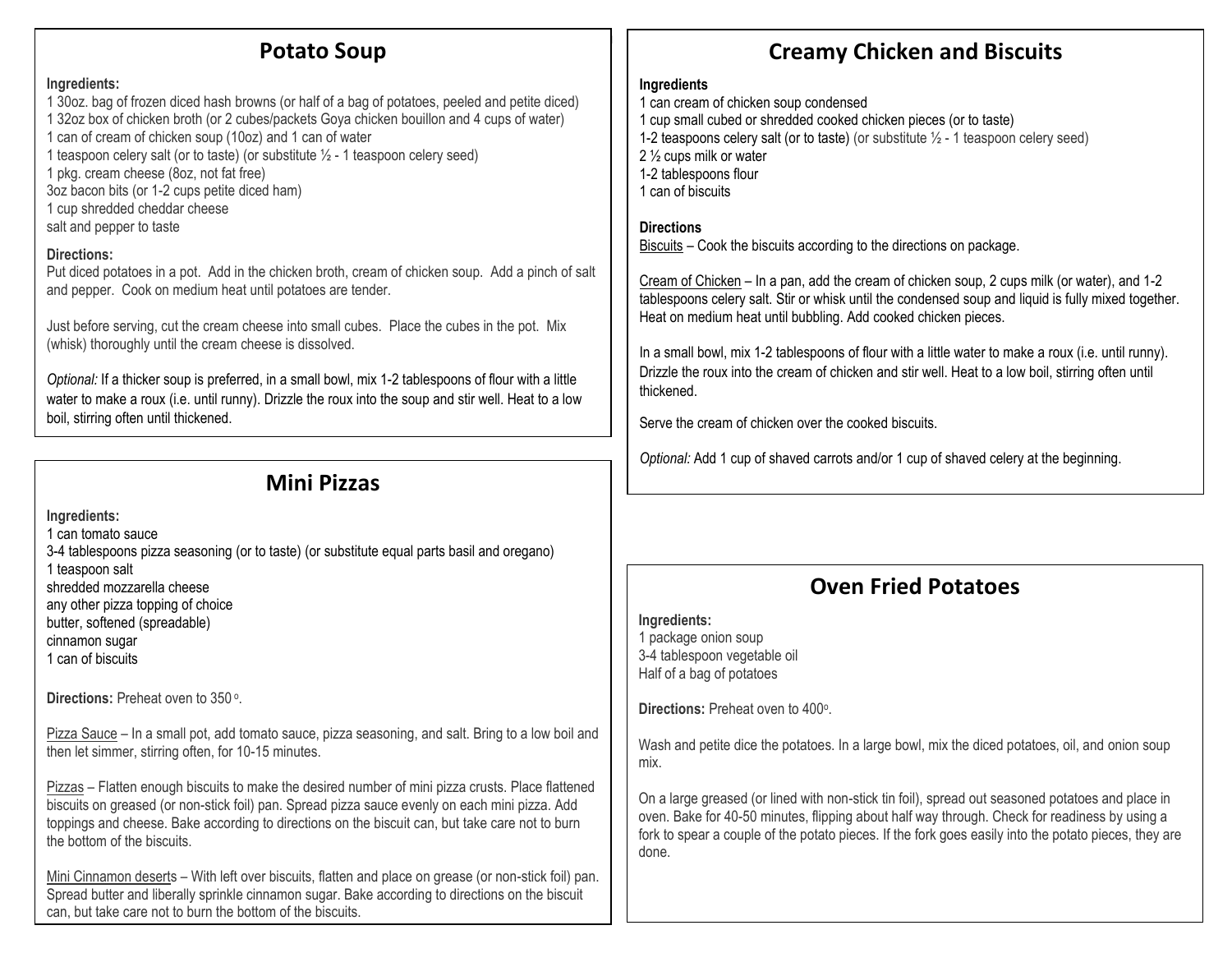# Potato Soup

**Ingredients:**

1 30oz. bag of frozen diced hash browns (or half of a bag of potatoes, peeled and petite diced)
1 32oz box of chicken broth (or 2 cubes/packets Goya chicken bouillon and 4 cups of water)
1 can of cream of chicken soup (10oz) and 1 can of water
1 teaspoon celery salt (or to taste) (or substitute ½ - 1 teaspoon celery seed)
1 pkg. cream cheese (8oz, not fat free)
3oz bacon bits (or 1-2 cups petite diced ham)
1 cup shredded cheddar cheese
salt and pepper to taste

**Directions:**

Put diced potatoes in a pot. Add in the chicken broth, cream of chicken soup. Add a pinch of salt and pepper. Cook on medium heat until potatoes are tender.

Just before serving, cut the cream cheese into small cubes. Place the cubes in the pot. Mix (whisk) thoroughly until the cream cheese is dissolved.

*Optional:* If a thicker soup is preferred, in a small bowl, mix 1-2 tablespoons of flour with a little water to make a roux (i.e. until runny). Drizzle the roux into the soup and stir well. Heat to a low boil, stirring often until thickened.

# Mini Pizzas

**Ingredients:**

1 can tomato sauce
3-4 tablespoons pizza seasoning (or to taste) (or substitute equal parts basil and oregano)
1 teaspoon salt
shredded mozzarella cheese
any other pizza topping of choice
butter, softened (spreadable)
cinnamon sugar
1 can of biscuits

**Directions:** Preheat oven to 350 º.

Pizza Sauce – In a small pot, add tomato sauce, pizza seasoning, and salt. Bring to a low boil and then let simmer, stirring often, for 10-15 minutes.

Pizzas – Flatten enough biscuits to make the desired number of mini pizza crusts. Place flattened biscuits on greased (or non-stick foil) pan. Spread pizza sauce evenly on each mini pizza. Add toppings and cheese. Bake according to directions on the biscuit can, but take care not to burn the bottom of the biscuits.

Mini Cinnamon deserts – With left over biscuits, flatten and place on grease (or non-stick foil) pan. Spread butter and liberally sprinkle cinnamon sugar. Bake according to directions on the biscuit can, but take care not to burn the bottom of the biscuits.

# Creamy Chicken and Biscuits

**Ingredients**

1 can cream of chicken soup condensed
1 cup small cubed or shredded cooked chicken pieces (or to taste)
1-2 teaspoons celery salt (or to taste) (or substitute ½ - 1 teaspoon celery seed)
2 ½ cups milk or water
1-2 tablespoons flour
1 can of biscuits

**Directions**

Biscuits – Cook the biscuits according to the directions on package.

Cream of Chicken – In a pan, add the cream of chicken soup, 2 cups milk (or water), and 1-2 tablespoons celery salt. Stir or whisk until the condensed soup and liquid is fully mixed together. Heat on medium heat until bubbling. Add cooked chicken pieces.

In a small bowl, mix 1-2 tablespoons of flour with a little water to make a roux (i.e. until runny). Drizzle the roux into the cream of chicken and stir well. Heat to a low boil, stirring often until thickened.

Serve the cream of chicken over the cooked biscuits.

*Optional:* Add 1 cup of shaved carrots and/or 1 cup of shaved celery at the beginning.

# Oven Fried Potatoes

**Ingredients:**

1 package onion soup
3-4 tablespoon vegetable oil
Half of a bag of potatoes

**Directions:** Preheat oven to 400º.

Wash and petite dice the potatoes. In a large bowl, mix the diced potatoes, oil, and onion soup mix.

On a large greased (or lined with non-stick tin foil), spread out seasoned potatoes and place in oven. Bake for 40-50 minutes, flipping about half way through. Check for readiness by using a fork to spear a couple of the potato pieces. If the fork goes easily into the potato pieces, they are done.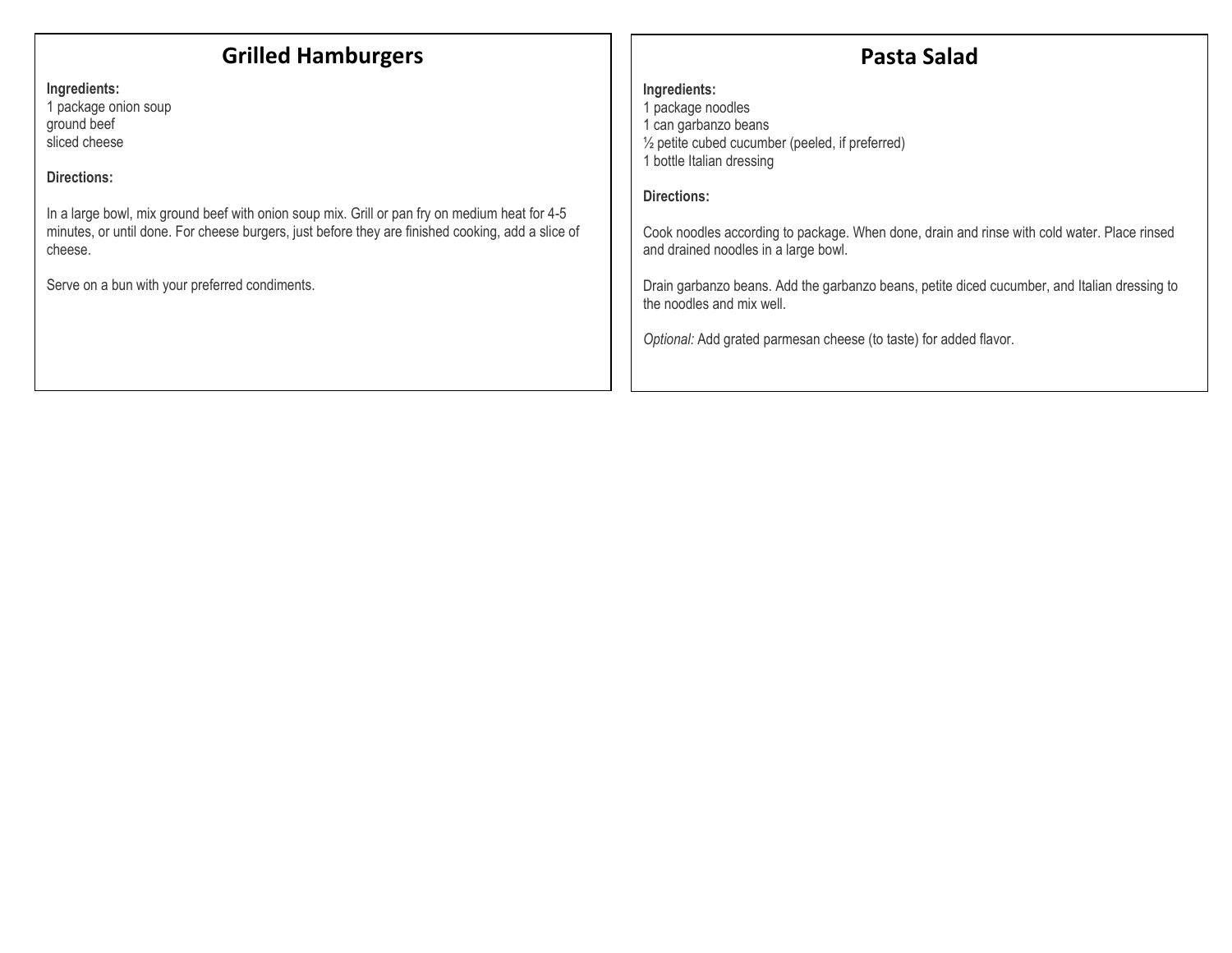## Grilled Hamburgers

**Ingredients:**
1 package onion soup
ground beef
sliced cheese

**Directions:**

In a large bowl, mix ground beef with onion soup mix. Grill or pan fry on medium heat for 4-5 minutes, or until done. For cheese burgers, just before they are finished cooking, add a slice of cheese.

Serve on a bun with your preferred condiments.

## Pasta Salad

**Ingredients:**
1 package noodles
1 can garbanzo beans
½ petite cubed cucumber (peeled, if preferred)
1 bottle Italian dressing

**Directions:**

Cook noodles according to package. When done, drain and rinse with cold water. Place rinsed and drained noodles in a large bowl.

Drain garbanzo beans. Add the garbanzo beans, petite diced cucumber, and Italian dressing to the noodles and mix well.

*Optional:* Add grated parmesan cheese (to taste) for added flavor.